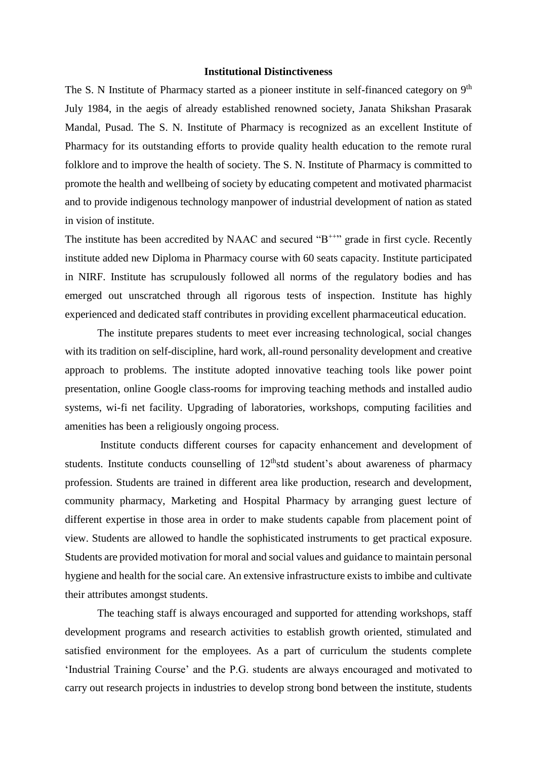## Institutional Distinctiveness

The S. N Institute of Pharmacy started as a pioneer institute in self-financed category on 9th July 1984, in the aegis of already established renowned society, Janata Shikshan Prasarak Mandal, Pusad. The S. N. Institute of Pharmacy is recognized as an excellent Institute of Pharmacy for its outstanding efforts to provide quality health education to the remote rural folklore and to improve the health of society. The S. N. Institute of Pharmacy is committed to promote the health and wellbeing of society by educating competent and motivated pharmacist and to provide indigenous technology manpower of industrial development of nation as stated in vision of institute.

The institute has been accredited by NAAC and secured "B++" grade in first cycle. Recently institute added new Diploma in Pharmacy course with 60 seats capacity. Institute participated in NIRF. Institute has scrupulously followed all norms of the regulatory bodies and has emerged out unscratched through all rigorous tests of inspection. Institute has highly experienced and dedicated staff contributes in providing excellent pharmaceutical education.

The institute prepares students to meet ever increasing technological, social changes with its tradition on self-discipline, hard work, all-round personality development and creative approach to problems. The institute adopted innovative teaching tools like power point presentation, online Google class-rooms for improving teaching methods and installed audio systems, wi-fi net facility. Upgrading of laboratories, workshops, computing facilities and amenities has been a religiously ongoing process.

Institute conducts different courses for capacity enhancement and development of students. Institute conducts counselling of 12thstd student's about awareness of pharmacy profession. Students are trained in different area like production, research and development, community pharmacy, Marketing and Hospital Pharmacy by arranging guest lecture of different expertise in those area in order to make students capable from placement point of view. Students are allowed to handle the sophisticated instruments to get practical exposure. Students are provided motivation for moral and social values and guidance to maintain personal hygiene and health for the social care. An extensive infrastructure exists to imbibe and cultivate their attributes amongst students.

The teaching staff is always encouraged and supported for attending workshops, staff development programs and research activities to establish growth oriented, stimulated and satisfied environment for the employees. As a part of curriculum the students complete 'Industrial Training Course' and the P.G. students are always encouraged and motivated to carry out research projects in industries to develop strong bond between the institute, students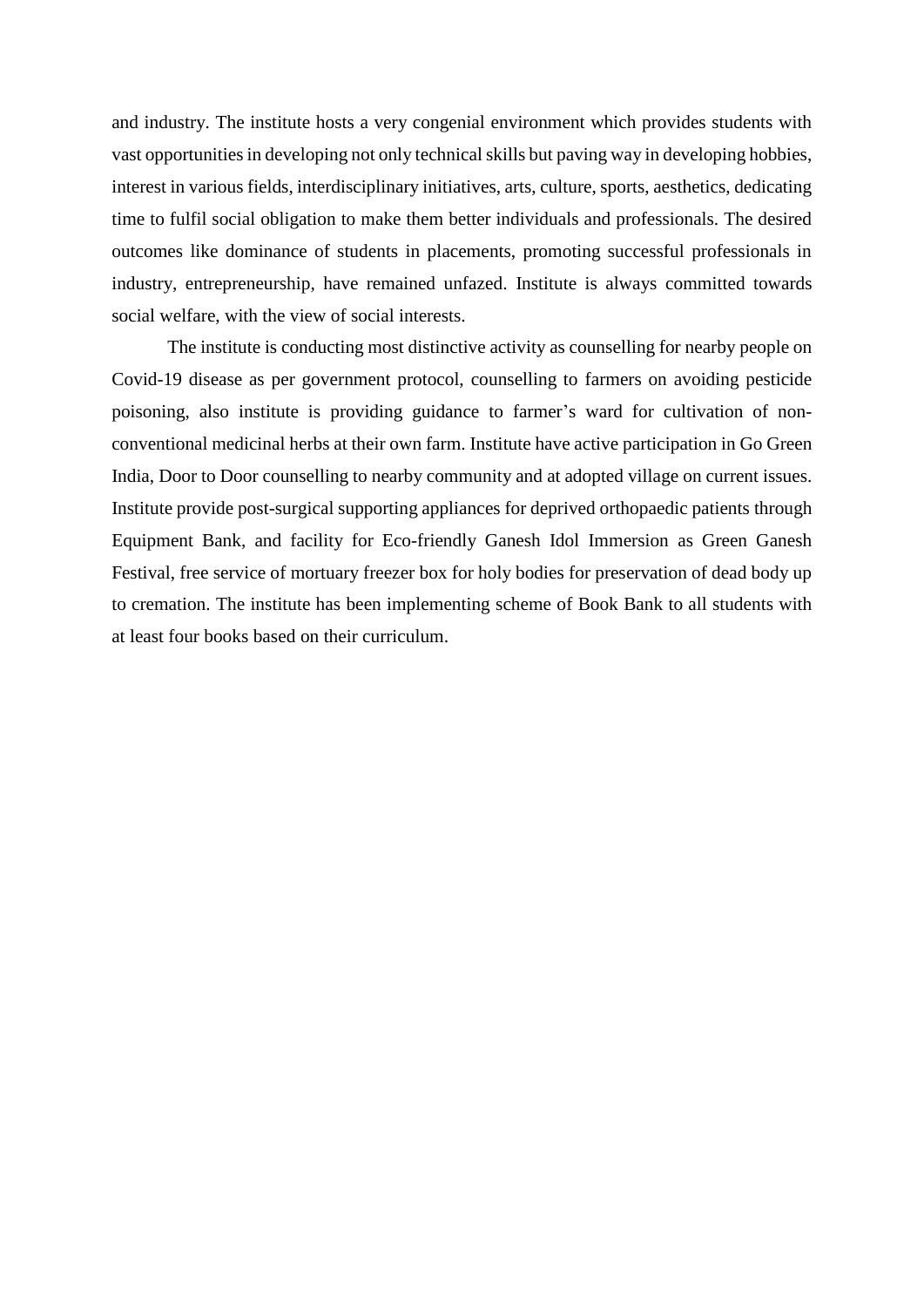and industry. The institute hosts a very congenial environment which provides students with vast opportunities in developing not only technical skills but paving way in developing hobbies, interest in various fields, interdisciplinary initiatives, arts, culture, sports, aesthetics, dedicating time to fulfil social obligation to make them better individuals and professionals. The desired outcomes like dominance of students in placements, promoting successful professionals in industry, entrepreneurship, have remained unfazed. Institute is always committed towards social welfare, with the view of social interests.

The institute is conducting most distinctive activity as counselling for nearby people on Covid-19 disease as per government protocol, counselling to farmers on avoiding pesticide poisoning, also institute is providing guidance to farmer's ward for cultivation of non-conventional medicinal herbs at their own farm. Institute have active participation in Go Green India, Door to Door counselling to nearby community and at adopted village on current issues. Institute provide post-surgical supporting appliances for deprived orthopaedic patients through Equipment Bank, and facility for Eco-friendly Ganesh Idol Immersion as Green Ganesh Festival, free service of mortuary freezer box for holy bodies for preservation of dead body up to cremation. The institute has been implementing scheme of Book Bank to all students with at least four books based on their curriculum.